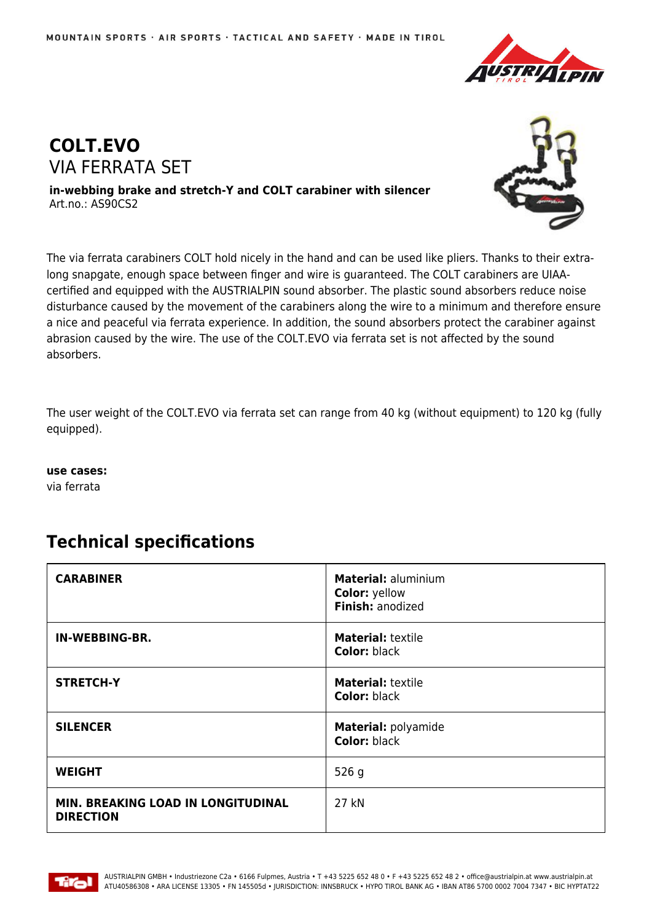# COLT.EVO

## VIA FERRATA SET

**in-webbing brake and stretch-Y and COLT carabiner with silencer**
Art.no.: AS90CS2

The via ferrata carabiners COLT hold nicely in the hand and can be used like pliers. Thanks to their extra-long snapgate, enough space between finger and wire is guaranteed. The COLT carabiners are UIAA-certified and equipped with the AUSTRIALPIN sound absorber. The plastic sound absorbers reduce noise disturbance caused by the movement of the carabiners along the wire to a minimum and therefore ensure a nice and peaceful via ferrata experience. In addition, the sound absorbers protect the carabiner against abrasion caused by the wire. The use of the COLT.EVO via ferrata set is not affected by the sound absorbers.

The user weight of the COLT.EVO via ferrata set can range from 40 kg (without equipment) to 120 kg (fully equipped).

**use cases:**
via ferrata

## Technical specifications

| | |
|---|---|
| **CARABINER** | **Material:** aluminium<br>**Color:** yellow<br>**Finish:** anodized |
| **IN-WEBBING-BR.** | **Material:** textile<br>**Color:** black |
| **STRETCH-Y** | **Material:** textile<br>**Color:** black |
| **SILENCER** | **Material:** polyamide<br>**Color:** black |
| **WEIGHT** | 526 g |
| **MIN. BREAKING LOAD IN LONGITUDINAL DIRECTION** | 27 kN |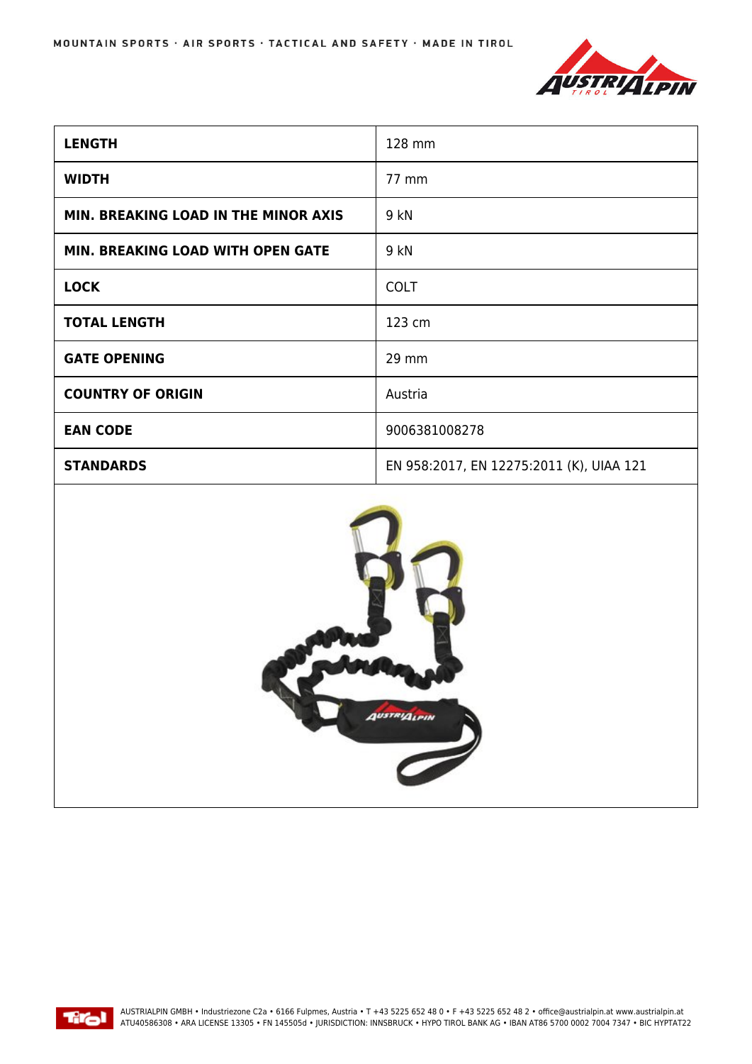| | |
|---|---|
| **LENGTH** | 128 mm |
| **WIDTH** | 77 mm |
| **MIN. BREAKING LOAD IN THE MINOR AXIS** | 9 kN |
| **MIN. BREAKING LOAD WITH OPEN GATE** | 9 kN |
| **LOCK** | COLT |
| **TOTAL LENGTH** | 123 cm |
| **GATE OPENING** | 29 mm |
| **COUNTRY OF ORIGIN** | Austria |
| **EAN CODE** | 9006381008278 |
| **STANDARDS** | EN 958:2017, EN 12275:2011 (K), UIAA 121 |